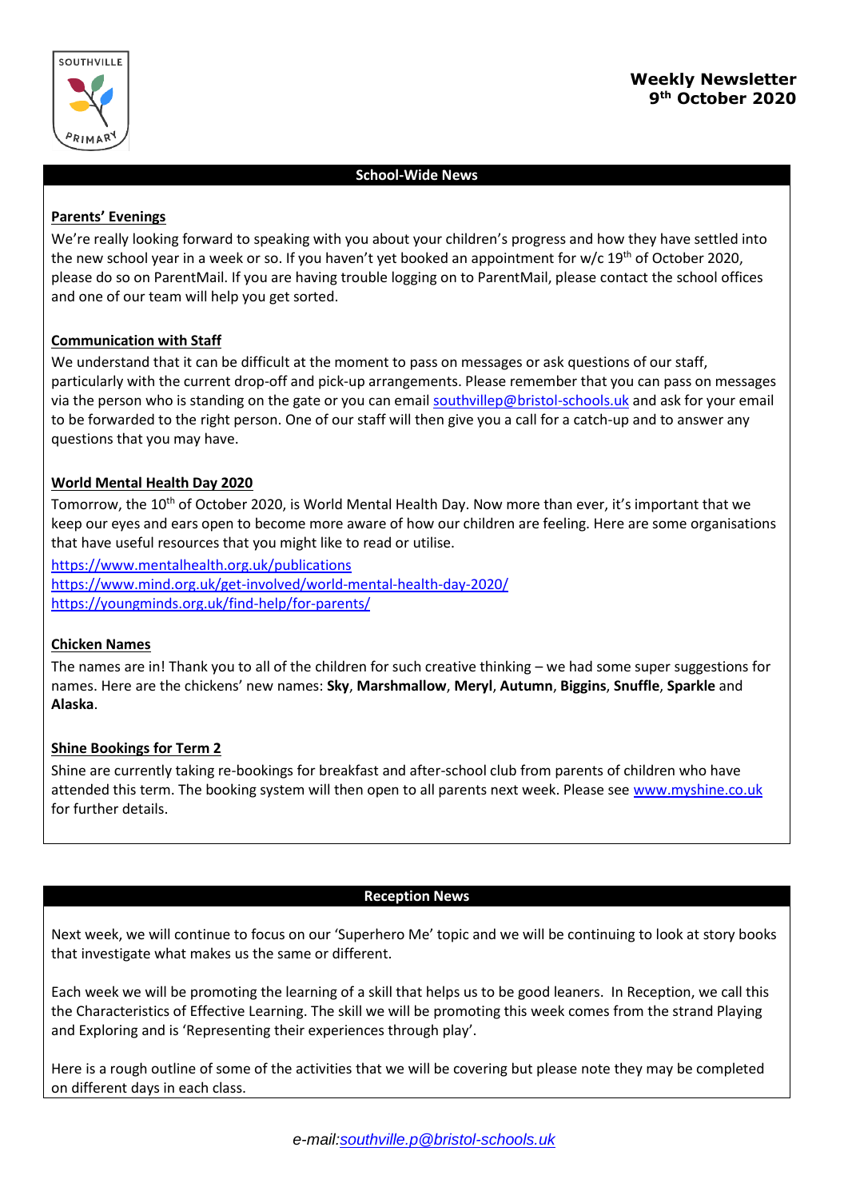SOUTHVILLE PRIMARY

# Weekly Newsletter
## 9th October 2020

## School-Wide News

### Parents' Evenings

We're really looking forward to speaking with you about your children's progress and how they have settled into the new school year in a week or so. If you haven't yet booked an appointment for w/c 19th of October 2020, please do so on ParentMail. If you are having trouble logging on to ParentMail, please contact the school offices and one of our team will help you get sorted.

### Communication with Staff

We understand that it can be difficult at the moment to pass on messages or ask questions of our staff, particularly with the current drop-off and pick-up arrangements. Please remember that you can pass on messages via the person who is standing on the gate or you can email southvillep@bristol-schools.uk and ask for your email to be forwarded to the right person. One of our staff will then give you a call for a catch-up and to answer any questions that you may have.

### World Mental Health Day 2020

Tomorrow, the 10th of October 2020, is World Mental Health Day. Now more than ever, it's important that we keep our eyes and ears open to become more aware of how our children are feeling. Here are some organisations that have useful resources that you might like to read or utilise.

https://www.mentalhealth.org.uk/publications
https://www.mind.org.uk/get-involved/world-mental-health-day-2020/
https://youngminds.org.uk/find-help/for-parents/

### Chicken Names

The names are in! Thank you to all of the children for such creative thinking – we had some super suggestions for names. Here are the chickens' new names: **Sky**, **Marshmallow**, **Meryl**, **Autumn**, **Biggins**, **Snuffle**, **Sparkle** and **Alaska**.

### Shine Bookings for Term 2

Shine are currently taking re-bookings for breakfast and after-school club from parents of children who have attended this term. The booking system will then open to all parents next week. Please see www.myshine.co.uk for further details.

## Reception News

Next week, we will continue to focus on our 'Superhero Me' topic and we will be continuing to look at story books that investigate what makes us the same or different.

Each week we will be promoting the learning of a skill that helps us to be good leaners. In Reception, we call this the Characteristics of Effective Learning. The skill we will be promoting this week comes from the strand Playing and Exploring and is 'Representing their experiences through play'.

Here is a rough outline of some of the activities that we will be covering but please note they may be completed on different days in each class.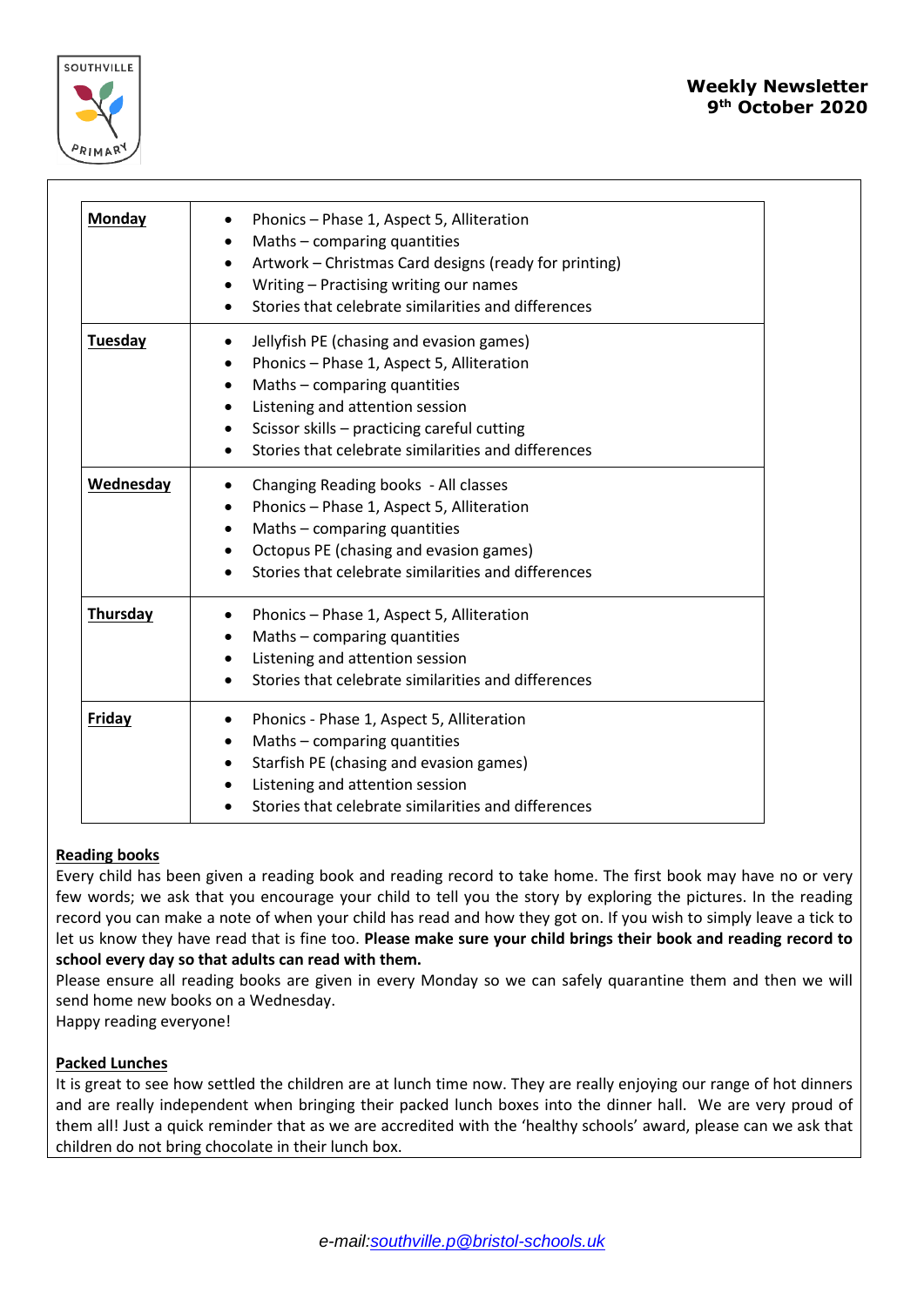**Weekly Newsletter**
**9th October 2020**

| Day | Activities |
| --- | --- |
| **Monday** | • Phonics – Phase 1, Aspect 5, Alliteration<br>• Maths – comparing quantities<br>• Artwork – Christmas Card designs (ready for printing)<br>• Writing – Practising writing our names<br>• Stories that celebrate similarities and differences |
| **Tuesday** | • Jellyfish PE (chasing and evasion games)<br>• Phonics – Phase 1, Aspect 5, Alliteration<br>• Maths – comparing quantities<br>• Listening and attention session<br>• Scissor skills – practicing careful cutting<br>• Stories that celebrate similarities and differences |
| **Wednesday** | • Changing Reading books - All classes<br>• Phonics – Phase 1, Aspect 5, Alliteration<br>• Maths – comparing quantities<br>• Octopus PE (chasing and evasion games)<br>• Stories that celebrate similarities and differences |
| **Thursday** | • Phonics – Phase 1, Aspect 5, Alliteration<br>• Maths – comparing quantities<br>• Listening and attention session<br>• Stories that celebrate similarities and differences |
| **Friday** | • Phonics - Phase 1, Aspect 5, Alliteration<br>• Maths – comparing quantities<br>• Starfish PE (chasing and evasion games)<br>• Listening and attention session<br>• Stories that celebrate similarities and differences |

**Reading books**

Every child has been given a reading book and reading record to take home. The first book may have no or very few words; we ask that you encourage your child to tell you the story by exploring the pictures. In the reading record you can make a note of when your child has read and how they got on. If you wish to simply leave a tick to let us know they have read that is fine too. **Please make sure your child brings their book and reading record to school every day so that adults can read with them.**

Please ensure all reading books are given in every Monday so we can safely quarantine them and then we will send home new books on a Wednesday.

Happy reading everyone!

**Packed Lunches**

It is great to see how settled the children are at lunch time now. They are really enjoying our range of hot dinners and are really independent when bringing their packed lunch boxes into the dinner hall. We are very proud of them all! Just a quick reminder that as we are accredited with the 'healthy schools' award, please can we ask that children do not bring chocolate in their lunch box.

*e-mail:southville.p@bristol-schools.uk*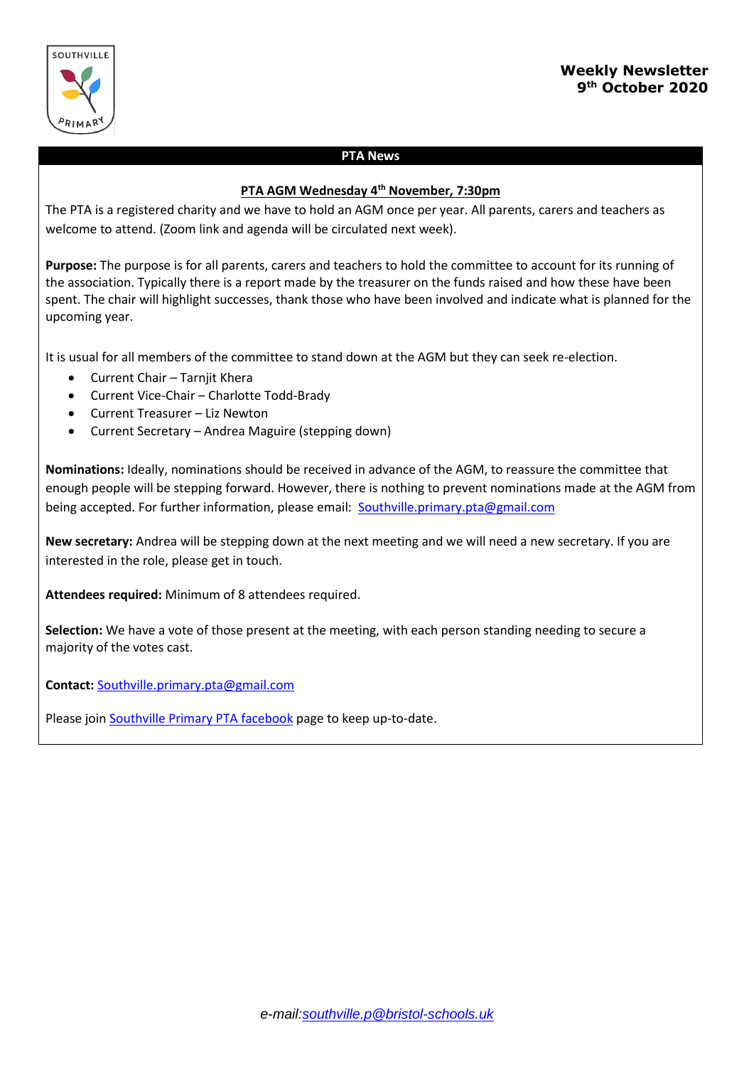**Weekly Newsletter**
**9th October 2020**

## PTA News

### PTA AGM Wednesday 4th November, 7:30pm

The PTA is a registered charity and we have to hold an AGM once per year. All parents, carers and teachers as welcome to attend. (Zoom link and agenda will be circulated next week).

**Purpose:** The purpose is for all parents, carers and teachers to hold the committee to account for its running of the association. Typically there is a report made by the treasurer on the funds raised and how these have been spent. The chair will highlight successes, thank those who have been involved and indicate what is planned for the upcoming year.

It is usual for all members of the committee to stand down at the AGM but they can seek re-election.

- Current Chair – Tarnjit Khera
- Current Vice-Chair – Charlotte Todd-Brady
- Current Treasurer – Liz Newton
- Current Secretary – Andrea Maguire (stepping down)

**Nominations:** Ideally, nominations should be received in advance of the AGM, to reassure the committee that enough people will be stepping forward. However, there is nothing to prevent nominations made at the AGM from being accepted. For further information, please email: Southville.primary.pta@gmail.com

**New secretary:** Andrea will be stepping down at the next meeting and we will need a new secretary. If you are interested in the role, please get in touch.

**Attendees required:** Minimum of 8 attendees required.

**Selection:** We have a vote of those present at the meeting, with each person standing needing to secure a majority of the votes cast.

**Contact:** Southville.primary.pta@gmail.com

Please join Southville Primary PTA facebook page to keep up-to-date.

*e-mail:southville.p@bristol-schools.uk*